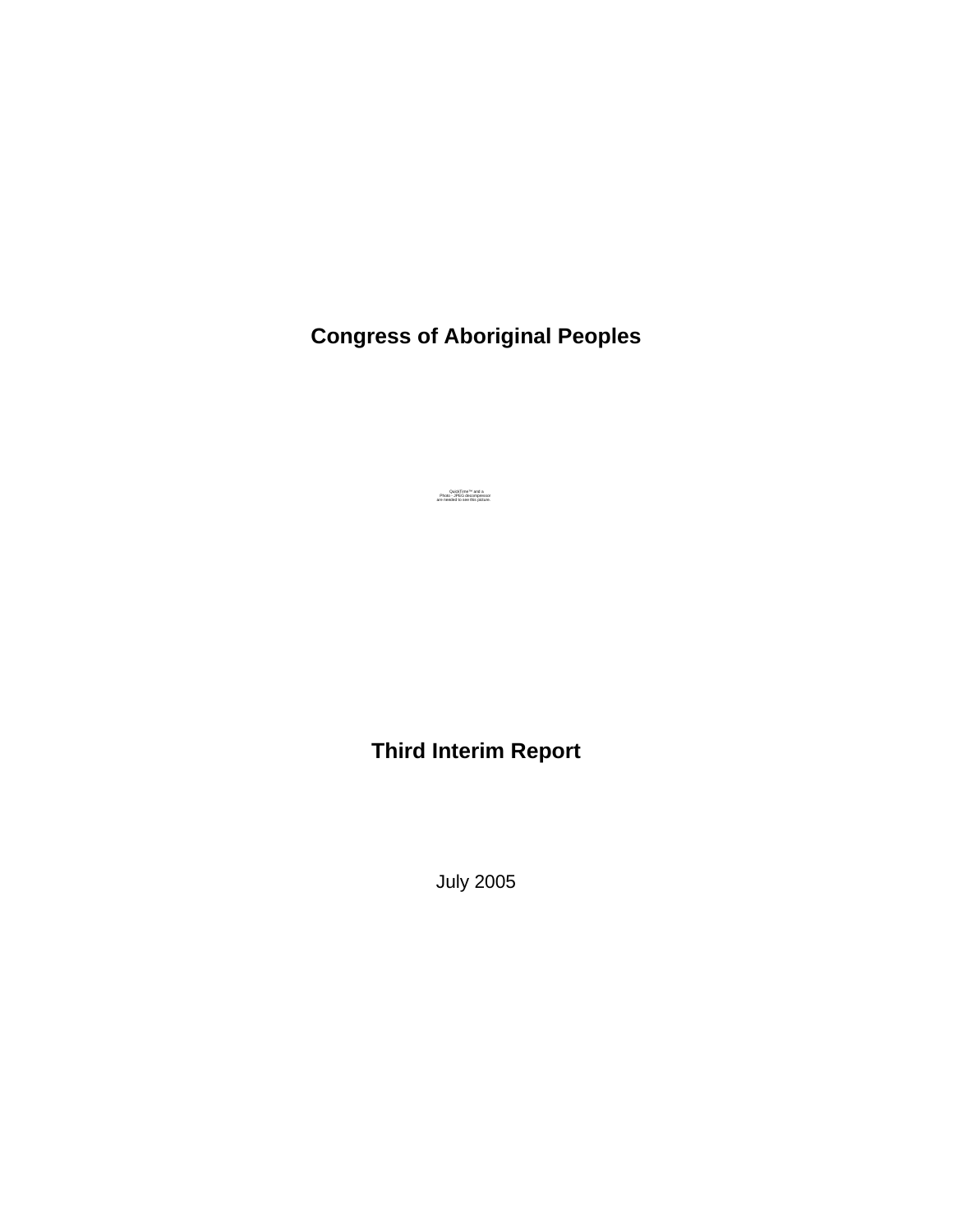# Congress of Aboriginal Peoples

QuickTime™ and a
Photo - JPEG decompressor
are needed to see this picture.

# Third Interim Report

July 2005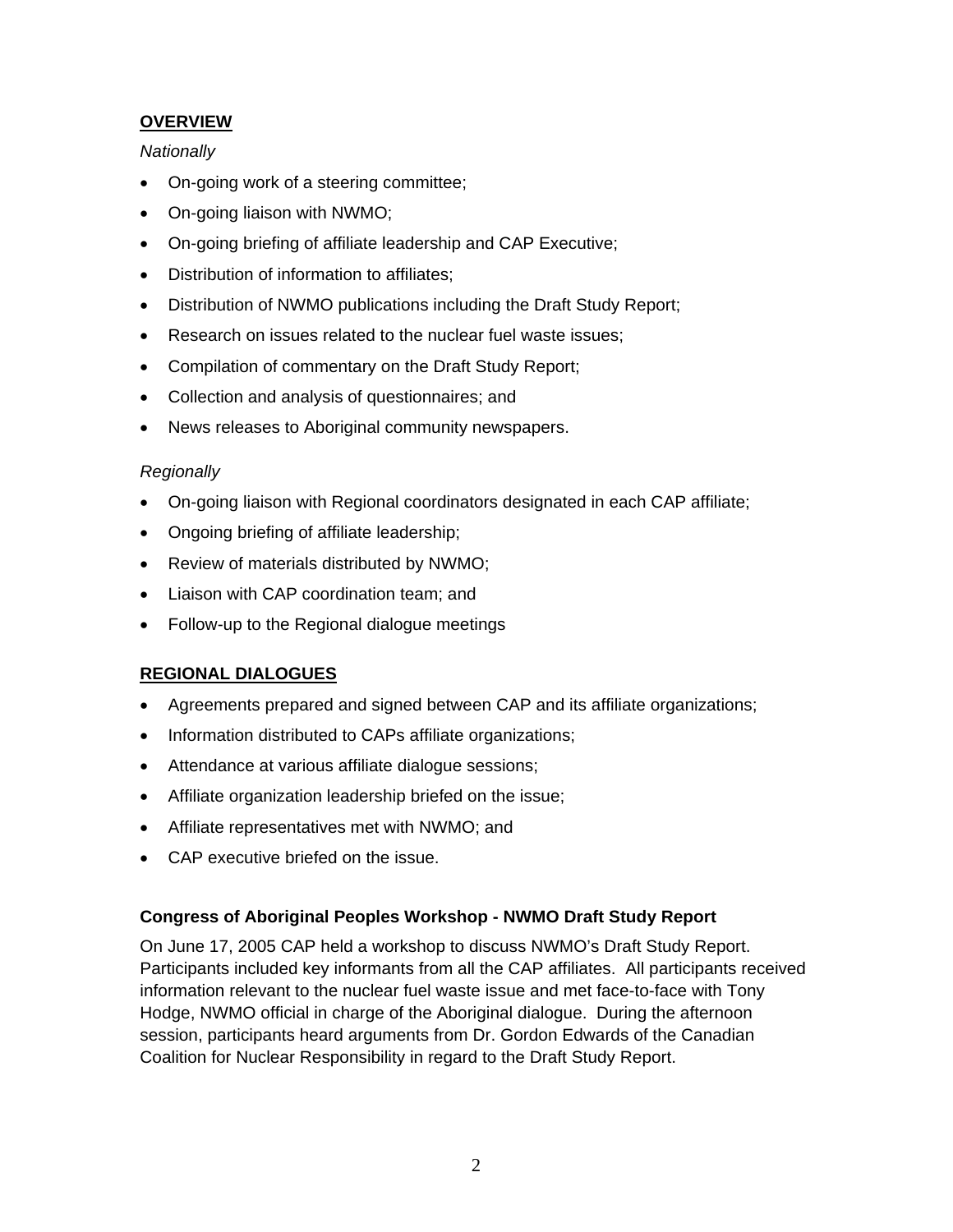## OVERVIEW

*Nationally*

- On-going work of a steering committee;
- On-going liaison with NWMO;
- On-going briefing of affiliate leadership and CAP Executive;
- Distribution of information to affiliates;
- Distribution of NWMO publications including the Draft Study Report;
- Research on issues related to the nuclear fuel waste issues;
- Compilation of commentary on the Draft Study Report;
- Collection and analysis of questionnaires; and
- News releases to Aboriginal community newspapers.

*Regionally*

- On-going liaison with Regional coordinators designated in each CAP affiliate;
- Ongoing briefing of affiliate leadership;
- Review of materials distributed by NWMO;
- Liaison with CAP coordination team; and
- Follow-up to the Regional dialogue meetings

## REGIONAL DIALOGUES

- Agreements prepared and signed between CAP and its affiliate organizations;
- Information distributed to CAPs affiliate organizations;
- Attendance at various affiliate dialogue sessions;
- Affiliate organization leadership briefed on the issue;
- Affiliate representatives met with NWMO; and
- CAP executive briefed on the issue.

### Congress of Aboriginal Peoples Workshop - NWMO Draft Study Report

On June 17, 2005 CAP held a workshop to discuss NWMO's Draft Study Report. Participants included key informants from all the CAP affiliates. All participants received information relevant to the nuclear fuel waste issue and met face-to-face with Tony Hodge, NWMO official in charge of the Aboriginal dialogue. During the afternoon session, participants heard arguments from Dr. Gordon Edwards of the Canadian Coalition for Nuclear Responsibility in regard to the Draft Study Report.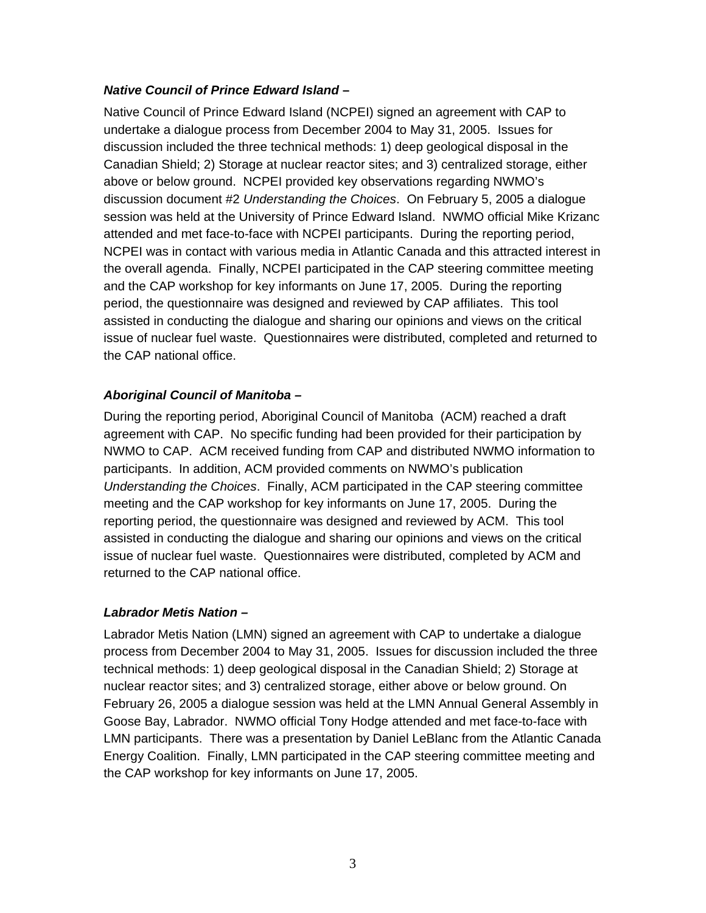***Native Council of Prince Edward Island –***

Native Council of Prince Edward Island (NCPEI) signed an agreement with CAP to undertake a dialogue process from December 2004 to May 31, 2005. Issues for discussion included the three technical methods: 1) deep geological disposal in the Canadian Shield; 2) Storage at nuclear reactor sites; and 3) centralized storage, either above or below ground. NCPEI provided key observations regarding NWMO's discussion document #2 *Understanding the Choices*. On February 5, 2005 a dialogue session was held at the University of Prince Edward Island. NWMO official Mike Krizanc attended and met face-to-face with NCPEI participants. During the reporting period, NCPEI was in contact with various media in Atlantic Canada and this attracted interest in the overall agenda. Finally, NCPEI participated in the CAP steering committee meeting and the CAP workshop for key informants on June 17, 2005. During the reporting period, the questionnaire was designed and reviewed by CAP affiliates. This tool assisted in conducting the dialogue and sharing our opinions and views on the critical issue of nuclear fuel waste. Questionnaires were distributed, completed and returned to the CAP national office.

***Aboriginal Council of Manitoba –***

During the reporting period, Aboriginal Council of Manitoba (ACM) reached a draft agreement with CAP. No specific funding had been provided for their participation by NWMO to CAP. ACM received funding from CAP and distributed NWMO information to participants. In addition, ACM provided comments on NWMO's publication *Understanding the Choices*. Finally, ACM participated in the CAP steering committee meeting and the CAP workshop for key informants on June 17, 2005. During the reporting period, the questionnaire was designed and reviewed by ACM. This tool assisted in conducting the dialogue and sharing our opinions and views on the critical issue of nuclear fuel waste. Questionnaires were distributed, completed by ACM and returned to the CAP national office.

***Labrador Metis Nation –***

Labrador Metis Nation (LMN) signed an agreement with CAP to undertake a dialogue process from December 2004 to May 31, 2005. Issues for discussion included the three technical methods: 1) deep geological disposal in the Canadian Shield; 2) Storage at nuclear reactor sites; and 3) centralized storage, either above or below ground. On February 26, 2005 a dialogue session was held at the LMN Annual General Assembly in Goose Bay, Labrador. NWMO official Tony Hodge attended and met face-to-face with LMN participants. There was a presentation by Daniel LeBlanc from the Atlantic Canada Energy Coalition. Finally, LMN participated in the CAP steering committee meeting and the CAP workshop for key informants on June 17, 2005.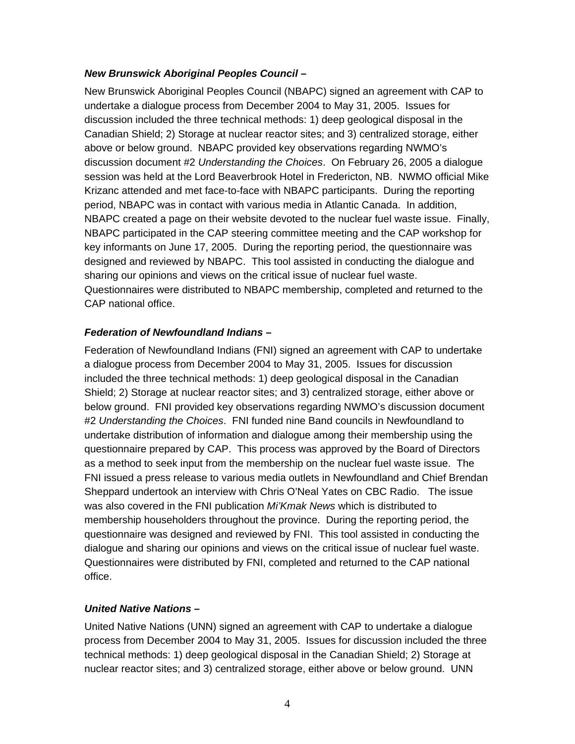***New Brunswick Aboriginal Peoples Council –***

New Brunswick Aboriginal Peoples Council (NBAPC) signed an agreement with CAP to undertake a dialogue process from December 2004 to May 31, 2005. Issues for discussion included the three technical methods: 1) deep geological disposal in the Canadian Shield; 2) Storage at nuclear reactor sites; and 3) centralized storage, either above or below ground. NBAPC provided key observations regarding NWMO's discussion document #2 *Understanding the Choices*. On February 26, 2005 a dialogue session was held at the Lord Beaverbrook Hotel in Fredericton, NB. NWMO official Mike Krizanc attended and met face-to-face with NBAPC participants. During the reporting period, NBAPC was in contact with various media in Atlantic Canada. In addition, NBAPC created a page on their website devoted to the nuclear fuel waste issue. Finally, NBAPC participated in the CAP steering committee meeting and the CAP workshop for key informants on June 17, 2005. During the reporting period, the questionnaire was designed and reviewed by NBAPC. This tool assisted in conducting the dialogue and sharing our opinions and views on the critical issue of nuclear fuel waste. Questionnaires were distributed to NBAPC membership, completed and returned to the CAP national office.

***Federation of Newfoundland Indians –***

Federation of Newfoundland Indians (FNI) signed an agreement with CAP to undertake a dialogue process from December 2004 to May 31, 2005. Issues for discussion included the three technical methods: 1) deep geological disposal in the Canadian Shield; 2) Storage at nuclear reactor sites; and 3) centralized storage, either above or below ground. FNI provided key observations regarding NWMO's discussion document #2 *Understanding the Choices*. FNI funded nine Band councils in Newfoundland to undertake distribution of information and dialogue among their membership using the questionnaire prepared by CAP. This process was approved by the Board of Directors as a method to seek input from the membership on the nuclear fuel waste issue. The FNI issued a press release to various media outlets in Newfoundland and Chief Brendan Sheppard undertook an interview with Chris O'Neal Yates on CBC Radio. The issue was also covered in the FNI publication *Mi'Kmak News* which is distributed to membership householders throughout the province. During the reporting period, the questionnaire was designed and reviewed by FNI. This tool assisted in conducting the dialogue and sharing our opinions and views on the critical issue of nuclear fuel waste. Questionnaires were distributed by FNI, completed and returned to the CAP national office.

***United Native Nations –***

United Native Nations (UNN) signed an agreement with CAP to undertake a dialogue process from December 2004 to May 31, 2005. Issues for discussion included the three technical methods: 1) deep geological disposal in the Canadian Shield; 2) Storage at nuclear reactor sites; and 3) centralized storage, either above or below ground. UNN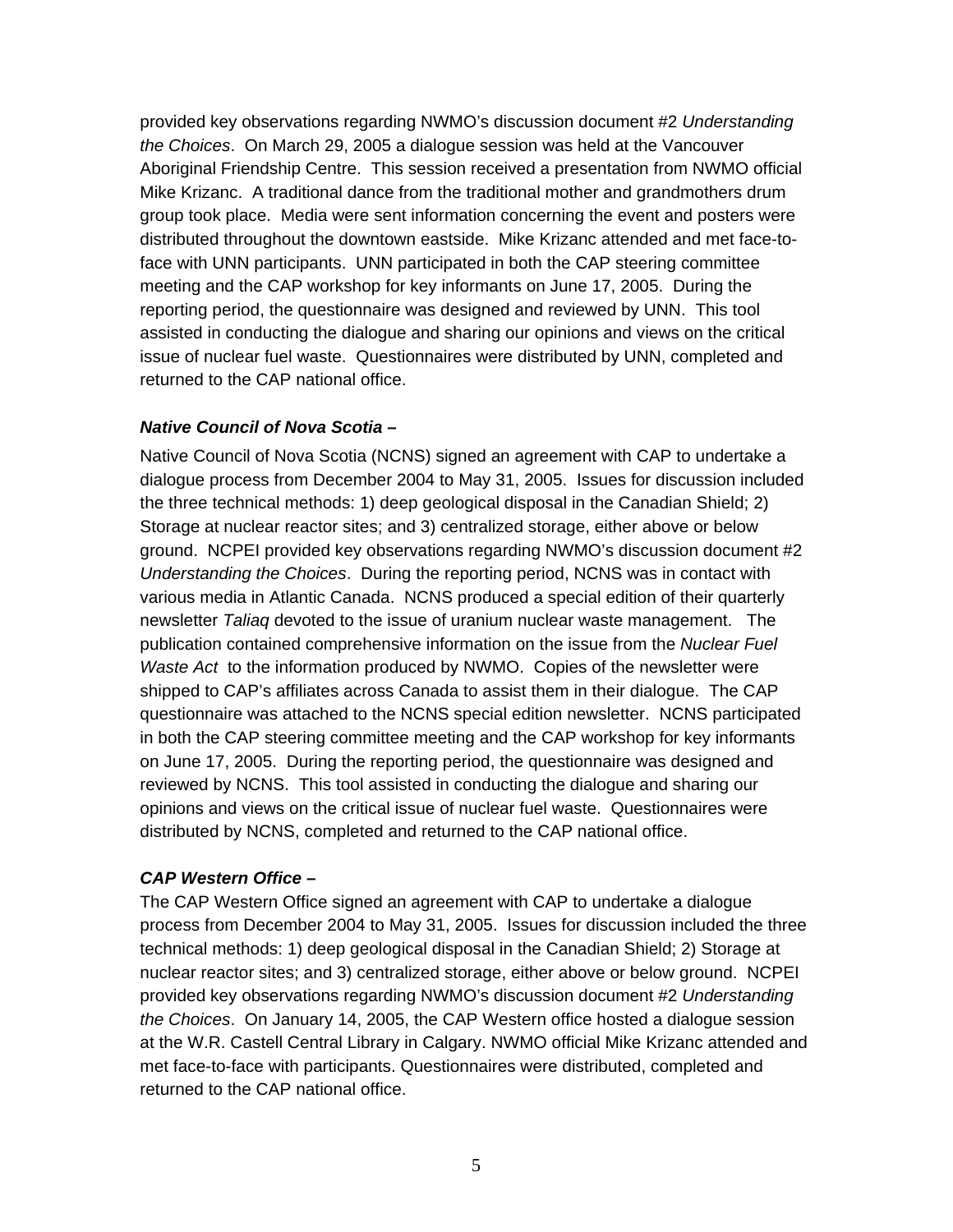provided key observations regarding NWMO's discussion document #2 *Understanding the Choices*. On March 29, 2005 a dialogue session was held at the Vancouver Aboriginal Friendship Centre. This session received a presentation from NWMO official Mike Krizanc. A traditional dance from the traditional mother and grandmothers drum group took place. Media were sent information concerning the event and posters were distributed throughout the downtown eastside. Mike Krizanc attended and met face-to-face with UNN participants. UNN participated in both the CAP steering committee meeting and the CAP workshop for key informants on June 17, 2005. During the reporting period, the questionnaire was designed and reviewed by UNN. This tool assisted in conducting the dialogue and sharing our opinions and views on the critical issue of nuclear fuel waste. Questionnaires were distributed by UNN, completed and returned to the CAP national office.

***Native Council of Nova Scotia –***

Native Council of Nova Scotia (NCNS) signed an agreement with CAP to undertake a dialogue process from December 2004 to May 31, 2005. Issues for discussion included the three technical methods: 1) deep geological disposal in the Canadian Shield; 2) Storage at nuclear reactor sites; and 3) centralized storage, either above or below ground. NCPEI provided key observations regarding NWMO's discussion document #2 *Understanding the Choices*. During the reporting period, NCNS was in contact with various media in Atlantic Canada. NCNS produced a special edition of their quarterly newsletter *Taliaq* devoted to the issue of uranium nuclear waste management. The publication contained comprehensive information on the issue from the *Nuclear Fuel Waste Act* to the information produced by NWMO. Copies of the newsletter were shipped to CAP's affiliates across Canada to assist them in their dialogue. The CAP questionnaire was attached to the NCNS special edition newsletter. NCNS participated in both the CAP steering committee meeting and the CAP workshop for key informants on June 17, 2005. During the reporting period, the questionnaire was designed and reviewed by NCNS. This tool assisted in conducting the dialogue and sharing our opinions and views on the critical issue of nuclear fuel waste. Questionnaires were distributed by NCNS, completed and returned to the CAP national office.

***CAP Western Office –***

The CAP Western Office signed an agreement with CAP to undertake a dialogue process from December 2004 to May 31, 2005. Issues for discussion included the three technical methods: 1) deep geological disposal in the Canadian Shield; 2) Storage at nuclear reactor sites; and 3) centralized storage, either above or below ground. NCPEI provided key observations regarding NWMO's discussion document #2 *Understanding the Choices*. On January 14, 2005, the CAP Western office hosted a dialogue session at the W.R. Castell Central Library in Calgary. NWMO official Mike Krizanc attended and met face-to-face with participants. Questionnaires were distributed, completed and returned to the CAP national office.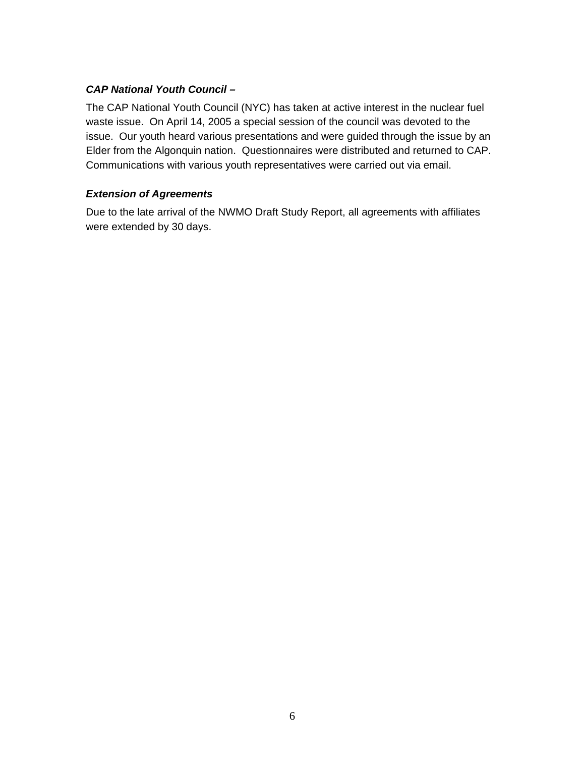***CAP National Youth Council –***

The CAP National Youth Council (NYC) has taken at active interest in the nuclear fuel waste issue. On April 14, 2005 a special session of the council was devoted to the issue. Our youth heard various presentations and were guided through the issue by an Elder from the Algonquin nation. Questionnaires were distributed and returned to CAP. Communications with various youth representatives were carried out via email.

***Extension of Agreements***

Due to the late arrival of the NWMO Draft Study Report, all agreements with affiliates were extended by 30 days.